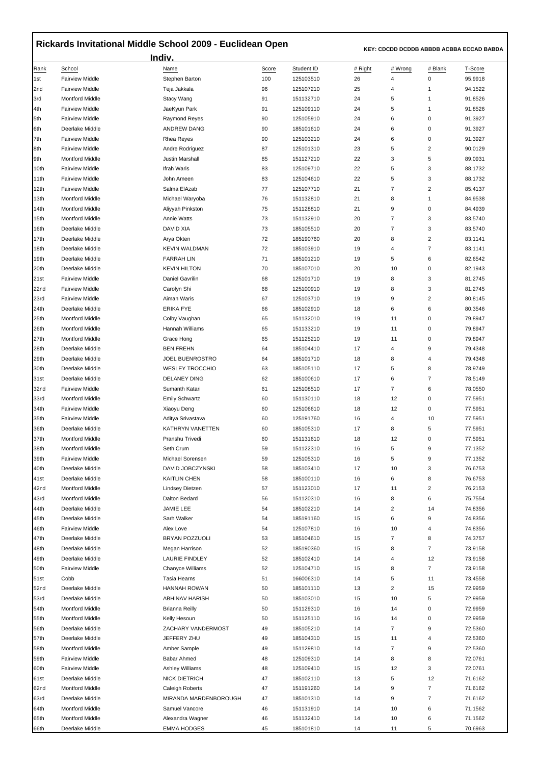# Rickards Invitational Middle School 2009 - Euclidean Open

**KEY: CDCDD DCDDB ABBDB ACBBA ECCAD BABDA**

## Indiv.

| Rank | School | Name | Score | Student ID | # Right | # Wrong | # Blank | T-Score |
|---|---|---|---|---|---|---|---|---|
| 1st | Fairview Middle | Stephen Barton | 100 | 125103510 | 26 | 4 | 0 | 95.9918 |
| 2nd | Fairview Middle | Teja Jakkala | 96 | 125107210 | 25 | 4 | 1 | 94.1522 |
| 3rd | Montford Middle | Stacy Wang | 91 | 151132710 | 24 | 5 | 1 | 91.8526 |
| 4th | Fairview Middle | JaeKyun Park | 91 | 125109110 | 24 | 5 | 1 | 91.8526 |
| 5th | Fairview Middle | Raymond Reyes | 90 | 125105910 | 24 | 6 | 0 | 91.3927 |
| 6th | Deerlake Middle | ANDREW DANG | 90 | 185101610 | 24 | 6 | 0 | 91.3927 |
| 7th | Fairview Middle | Rhea Reyes | 90 | 125103210 | 24 | 6 | 0 | 91.3927 |
| 8th | Fairview Middle | Andre Rodriguez | 87 | 125101310 | 23 | 5 | 2 | 90.0129 |
| 9th | Montford Middle | Justin Marshall | 85 | 151127210 | 22 | 3 | 5 | 89.0931 |
| 10th | Fairview Middle | Ifrah Waris | 83 | 125109710 | 22 | 5 | 3 | 88.1732 |
| 11th | Fairview Middle | John Ameen | 83 | 125104610 | 22 | 5 | 3 | 88.1732 |
| 12th | Fairview Middle | Salma ElAzab | 77 | 125107710 | 21 | 7 | 2 | 85.4137 |
| 13th | Montford Middle | Michael Waryoba | 76 | 151132810 | 21 | 8 | 1 | 84.9538 |
| 14th | Montford Middle | Aliyyah Pinkston | 75 | 151128810 | 21 | 9 | 0 | 84.4939 |
| 15th | Montford Middle | Annie Watts | 73 | 151132910 | 20 | 7 | 3 | 83.5740 |
| 16th | Deerlake Middle | DAVID XIA | 73 | 185105510 | 20 | 7 | 3 | 83.5740 |
| 17th | Deerlake Middle | Arya Okten | 72 | 185190760 | 20 | 8 | 2 | 83.1141 |
| 18th | Deerlake Middle | KEVIN WALDMAN | 72 | 185103910 | 19 | 4 | 7 | 83.1141 |
| 19th | Deerlake Middle | FARRAH LIN | 71 | 185101210 | 19 | 5 | 6 | 82.6542 |
| 20th | Deerlake Middle | KEVIN HILTON | 70 | 185107010 | 20 | 10 | 0 | 82.1943 |
| 21st | Fairview Middle | Daniel Gavrilin | 68 | 125101710 | 19 | 8 | 3 | 81.2745 |
| 22nd | Fairview Middle | Carolyn Shi | 68 | 125100910 | 19 | 8 | 3 | 81.2745 |
| 23rd | Fairview Middle | Aiman Waris | 67 | 125103710 | 19 | 9 | 2 | 80.8145 |
| 24th | Deerlake Middle | ERIKA FYE | 66 | 185102910 | 18 | 6 | 6 | 80.3546 |
| 25th | Montford Middle | Colby Vaughan | 65 | 151132010 | 19 | 11 | 0 | 79.8947 |
| 26th | Montford Middle | Hannah Williams | 65 | 151133210 | 19 | 11 | 0 | 79.8947 |
| 27th | Montford Middle | Grace Hong | 65 | 151125210 | 19 | 11 | 0 | 79.8947 |
| 28th | Deerlake Middle | BEN FREHN | 64 | 185104410 | 17 | 4 | 9 | 79.4348 |
| 29th | Deerlake Middle | JOEL BUENROSTRO | 64 | 185101710 | 18 | 8 | 4 | 79.4348 |
| 30th | Deerlake Middle | WESLEY TROCCHIO | 63 | 185105110 | 17 | 5 | 8 | 78.9749 |
| 31st | Deerlake Middle | DELANEY DING | 62 | 185100610 | 17 | 6 | 7 | 78.5149 |
| 32nd | Fairview Middle | Sumanth Katari | 61 | 125108510 | 17 | 7 | 6 | 78.0550 |
| 33rd | Montford Middle | Emily Schwartz | 60 | 151130110 | 18 | 12 | 0 | 77.5951 |
| 34th | Fairview Middle | Xiaoyu Deng | 60 | 125106610 | 18 | 12 | 0 | 77.5951 |
| 35th | Fairview Middle | Aditya Srivastava | 60 | 125191760 | 16 | 4 | 10 | 77.5951 |
| 36th | Deerlake Middle | KATHRYN VANETTEN | 60 | 185105310 | 17 | 8 | 5 | 77.5951 |
| 37th | Montford Middle | Pranshu Trivedi | 60 | 151131610 | 18 | 12 | 0 | 77.5951 |
| 38th | Montford Middle | Seth Crum | 59 | 151122310 | 16 | 5 | 9 | 77.1352 |
| 39th | Fairview Middle | Michael Sorensen | 59 | 125105310 | 16 | 5 | 9 | 77.1352 |
| 40th | Deerlake Middle | DAVID JOBCZYNSKI | 58 | 185103410 | 17 | 10 | 3 | 76.6753 |
| 41st | Deerlake Middle | KAITLIN CHEN | 58 | 185100110 | 16 | 6 | 8 | 76.6753 |
| 42nd | Montford Middle | Lindsey Dietzen | 57 | 151123010 | 17 | 11 | 2 | 76.2153 |
| 43rd | Montford Middle | Dalton Bedard | 56 | 151120310 | 16 | 8 | 6 | 75.7554 |
| 44th | Deerlake Middle | JAMIE LEE | 54 | 185102210 | 14 | 2 | 14 | 74.8356 |
| 45th | Deerlake Middle | Sarh Walker | 54 | 185191160 | 15 | 6 | 9 | 74.8356 |
| 46th | Fairview Middle | Alex Love | 54 | 125107810 | 16 | 10 | 4 | 74.8356 |
| 47th | Deerlake Middle | BRYAN POZZUOLI | 53 | 185104610 | 15 | 7 | 8 | 74.3757 |
| 48th | Deerlake Middle | Megan Harrison | 52 | 185190360 | 15 | 8 | 7 | 73.9158 |
| 49th | Deerlake Middle | LAURIE FINDLEY | 52 | 185102410 | 14 | 4 | 12 | 73.9158 |
| 50th | Fairview Middle | Chanyce Williams | 52 | 125104710 | 15 | 8 | 7 | 73.9158 |
| 51st | Cobb | Tasia Hearns | 51 | 166006310 | 14 | 5 | 11 | 73.4558 |
| 52nd | Deerlake Middle | HANNAH ROWAN | 50 | 185101110 | 13 | 2 | 15 | 72.9959 |
| 53rd | Deerlake Middle | ABHINAV HARISH | 50 | 185103010 | 15 | 10 | 5 | 72.9959 |
| 54th | Montford Middle | Brianna Reilly | 50 | 151129310 | 16 | 14 | 0 | 72.9959 |
| 55th | Montford Middle | Kelly Hesoun | 50 | 151125110 | 16 | 14 | 0 | 72.9959 |
| 56th | Deerlake Middle | ZACHARY VANDERMOST | 49 | 185105210 | 14 | 7 | 9 | 72.5360 |
| 57th | Deerlake Middle | JEFFERY ZHU | 49 | 185104310 | 15 | 11 | 4 | 72.5360 |
| 58th | Montford Middle | Amber Sample | 49 | 151129810 | 14 | 7 | 9 | 72.5360 |
| 59th | Fairview Middle | Babar Ahmed | 48 | 125109310 | 14 | 8 | 8 | 72.0761 |
| 60th | Fairview Middle | Ashley Williams | 48 | 125109410 | 15 | 12 | 3 | 72.0761 |
| 61st | Deerlake Middle | NICK DIETRICH | 47 | 185102110 | 13 | 5 | 12 | 71.6162 |
| 62nd | Montford Middle | Caleigh Roberts | 47 | 151191260 | 14 | 9 | 7 | 71.6162 |
| 63rd | Deerlake Middle | MIRANDA MARDENBOROUGH | 47 | 185101310 | 14 | 9 | 7 | 71.6162 |
| 64th | Montford Middle | Samuel Vancore | 46 | 151131910 | 14 | 10 | 6 | 71.1562 |
| 65th | Montford Middle | Alexandra Wagner | 46 | 151132410 | 14 | 10 | 6 | 71.1562 |
| 66th | Deerlake Middle | EMMA HODGES | 45 | 185101810 | 14 | 11 | 5 | 70.6963 |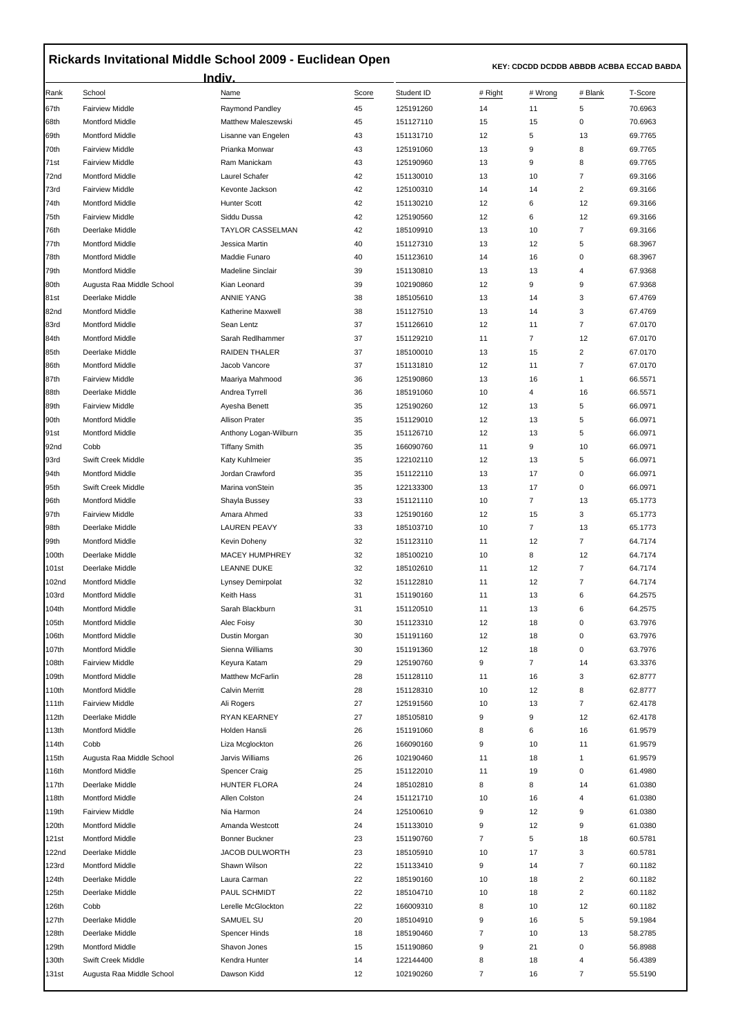# Rickards Invitational Middle School 2009 - Euclidean Open

**KEY: CDCDD DCDDB ABBDB ACBBA ECCAD BABDA**

## Indiv.

| Rank | School | Name | Score | Student ID | # Right | # Wrong | # Blank | T-Score |
|---|---|---|---|---|---|---|---|---|
| 67th | Fairview Middle | Raymond Pandley | 45 | 125191260 | 14 | 11 | 5 | 70.6963 |
| 68th | Montford Middle | Matthew Maleszewski | 45 | 151127110 | 15 | 15 | 0 | 70.6963 |
| 69th | Montford Middle | Lisanne van Engelen | 43 | 151131710 | 12 | 5 | 13 | 69.7765 |
| 70th | Fairview Middle | Prianka Monwar | 43 | 125191060 | 13 | 9 | 8 | 69.7765 |
| 71st | Fairview Middle | Ram Manickam | 43 | 125190960 | 13 | 9 | 8 | 69.7765 |
| 72nd | Montford Middle | Laurel Schafer | 42 | 151130010 | 13 | 10 | 7 | 69.3166 |
| 73rd | Fairview Middle | Kevonte Jackson | 42 | 125100310 | 14 | 14 | 2 | 69.3166 |
| 74th | Montford Middle | Hunter Scott | 42 | 151130210 | 12 | 6 | 12 | 69.3166 |
| 75th | Fairview Middle | Siddu Dussa | 42 | 125190560 | 12 | 6 | 12 | 69.3166 |
| 76th | Deerlake Middle | TAYLOR CASSELMAN | 42 | 185109910 | 13 | 10 | 7 | 69.3166 |
| 77th | Montford Middle | Jessica Martin | 40 | 151127310 | 13 | 12 | 5 | 68.3967 |
| 78th | Montford Middle | Maddie Funaro | 40 | 151123610 | 14 | 16 | 0 | 68.3967 |
| 79th | Montford Middle | Madeline Sinclair | 39 | 151130810 | 13 | 13 | 4 | 67.9368 |
| 80th | Augusta Raa Middle School | Kian Leonard | 39 | 102190860 | 12 | 9 | 9 | 67.9368 |
| 81st | Deerlake Middle | ANNIE YANG | 38 | 185105610 | 13 | 14 | 3 | 67.4769 |
| 82nd | Montford Middle | Katherine Maxwell | 38 | 151127510 | 13 | 14 | 3 | 67.4769 |
| 83rd | Montford Middle | Sean Lentz | 37 | 151126610 | 12 | 11 | 7 | 67.0170 |
| 84th | Montford Middle | Sarah Redlhammer | 37 | 151129210 | 11 | 7 | 12 | 67.0170 |
| 85th | Deerlake Middle | RAIDEN THALER | 37 | 185100010 | 13 | 15 | 2 | 67.0170 |
| 86th | Montford Middle | Jacob Vancore | 37 | 151131810 | 12 | 11 | 7 | 67.0170 |
| 87th | Fairview Middle | Maariya Mahmood | 36 | 125190860 | 13 | 16 | 1 | 66.5571 |
| 88th | Deerlake Middle | Andrea Tyrrell | 36 | 185191060 | 10 | 4 | 16 | 66.5571 |
| 89th | Fairview Middle | Ayesha Benett | 35 | 125190260 | 12 | 13 | 5 | 66.0971 |
| 90th | Montford Middle | Allison Prater | 35 | 151129010 | 12 | 13 | 5 | 66.0971 |
| 91st | Montford Middle | Anthony Logan-Wilburn | 35 | 151126710 | 12 | 13 | 5 | 66.0971 |
| 92nd | Cobb | Tiffany Smith | 35 | 166090760 | 11 | 9 | 10 | 66.0971 |
| 93rd | Swift Creek Middle | Katy Kuhlmeier | 35 | 122102110 | 12 | 13 | 5 | 66.0971 |
| 94th | Montford Middle | Jordan Crawford | 35 | 151122110 | 13 | 17 | 0 | 66.0971 |
| 95th | Swift Creek Middle | Marina vonStein | 35 | 122133300 | 13 | 17 | 0 | 66.0971 |
| 96th | Montford Middle | Shayla Bussey | 33 | 151121110 | 10 | 7 | 13 | 65.1773 |
| 97th | Fairview Middle | Amara Ahmed | 33 | 125190160 | 12 | 15 | 3 | 65.1773 |
| 98th | Deerlake Middle | LAUREN PEAVY | 33 | 185103710 | 10 | 7 | 13 | 65.1773 |
| 99th | Montford Middle | Kevin Doheny | 32 | 151123110 | 11 | 12 | 7 | 64.7174 |
| 100th | Deerlake Middle | MACEY HUMPHREY | 32 | 185100210 | 10 | 8 | 12 | 64.7174 |
| 101st | Deerlake Middle | LEANNE DUKE | 32 | 185102610 | 11 | 12 | 7 | 64.7174 |
| 102nd | Montford Middle | Lynsey Demirpolat | 32 | 151122810 | 11 | 12 | 7 | 64.7174 |
| 103rd | Montford Middle | Keith Hass | 31 | 151190160 | 11 | 13 | 6 | 64.2575 |
| 104th | Montford Middle | Sarah Blackburn | 31 | 151120510 | 11 | 13 | 6 | 64.2575 |
| 105th | Montford Middle | Alec Foisy | 30 | 151123310 | 12 | 18 | 0 | 63.7976 |
| 106th | Montford Middle | Dustin Morgan | 30 | 151191160 | 12 | 18 | 0 | 63.7976 |
| 107th | Montford Middle | Sienna Williams | 30 | 151191360 | 12 | 18 | 0 | 63.7976 |
| 108th | Fairview Middle | Keyura Katam | 29 | 125190760 | 9 | 7 | 14 | 63.3376 |
| 109th | Montford Middle | Matthew McFarlin | 28 | 151128110 | 11 | 16 | 3 | 62.8777 |
| 110th | Montford Middle | Calvin Merritt | 28 | 151128310 | 10 | 12 | 8 | 62.8777 |
| 111th | Fairview Middle | Ali Rogers | 27 | 125191560 | 10 | 13 | 7 | 62.4178 |
| 112th | Deerlake Middle | RYAN KEARNEY | 27 | 185105810 | 9 | 9 | 12 | 62.4178 |
| 113th | Montford Middle | Holden Hansli | 26 | 151191060 | 8 | 6 | 16 | 61.9579 |
| 114th | Cobb | Liza Mcglockton | 26 | 166090160 | 9 | 10 | 11 | 61.9579 |
| 115th | Augusta Raa Middle School | Jarvis Williams | 26 | 102190460 | 11 | 18 | 1 | 61.9579 |
| 116th | Montford Middle | Spencer Craig | 25 | 151122010 | 11 | 19 | 0 | 61.4980 |
| 117th | Deerlake Middle | HUNTER FLORA | 24 | 185102810 | 8 | 8 | 14 | 61.0380 |
| 118th | Montford Middle | Allen Colston | 24 | 151121710 | 10 | 16 | 4 | 61.0380 |
| 119th | Fairview Middle | Nia Harmon | 24 | 125100610 | 9 | 12 | 9 | 61.0380 |
| 120th | Montford Middle | Amanda Westcott | 24 | 151133010 | 9 | 12 | 9 | 61.0380 |
| 121st | Montford Middle | Bonner Buckner | 23 | 151190760 | 7 | 5 | 18 | 60.5781 |
| 122nd | Deerlake Middle | JACOB DULWORTH | 23 | 185105910 | 10 | 17 | 3 | 60.5781 |
| 123rd | Montford Middle | Shawn Wilson | 22 | 151133410 | 9 | 14 | 7 | 60.1182 |
| 124th | Deerlake Middle | Laura Carman | 22 | 185190160 | 10 | 18 | 2 | 60.1182 |
| 125th | Deerlake Middle | PAUL SCHMIDT | 22 | 185104710 | 10 | 18 | 2 | 60.1182 |
| 126th | Cobb | Lerelle McGlockton | 22 | 166009310 | 8 | 10 | 12 | 60.1182 |
| 127th | Deerlake Middle | SAMUEL SU | 20 | 185104910 | 9 | 16 | 5 | 59.1984 |
| 128th | Deerlake Middle | Spencer Hinds | 18 | 185190460 | 7 | 10 | 13 | 58.2785 |
| 129th | Montford Middle | Shavon Jones | 15 | 151190860 | 9 | 21 | 0 | 56.8988 |
| 130th | Swift Creek Middle | Kendra Hunter | 14 | 122144400 | 8 | 18 | 4 | 56.4389 |
| 131st | Augusta Raa Middle School | Dawson Kidd | 12 | 102190260 | 7 | 16 | 7 | 55.5190 |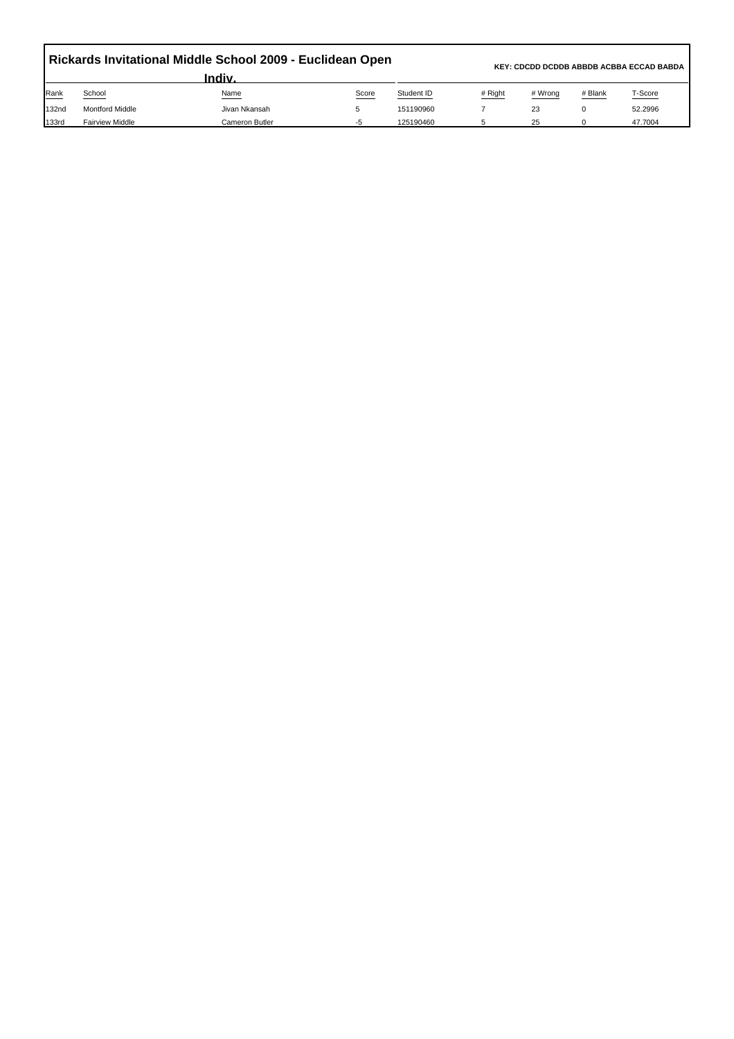# Rickards Invitational Middle School 2009 - Euclidean Open

## Indiv.

**KEY: CDCDD DCDDB ABBDB ACBBA ECCAD BABDA**

| Rank | School | Name | Score | Student ID | # Right | # Wrong | # Blank | T-Score |
|---|---|---|---|---|---|---|---|---|
| 132nd | Montford Middle | Jivan Nkansah | 5 | 151190960 | 7 | 23 | 0 | 52.2996 |
| 133rd | Fairview Middle | Cameron Butler | -5 | 125190460 | 5 | 25 | 0 | 47.7004 |